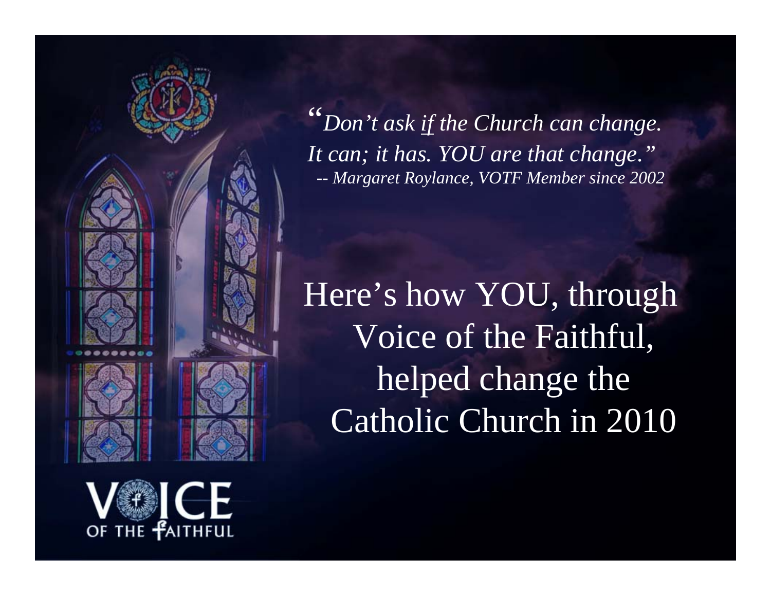*"Don't ask if the Church can change. It can; it has. YOU are that change."*
*-- Margaret Roylance, VOTF Member since 2002*

# Here's how YOU, through Voice of the Faithful, helped change the Catholic Church in 2010

VOICE OF THE FAITHFUL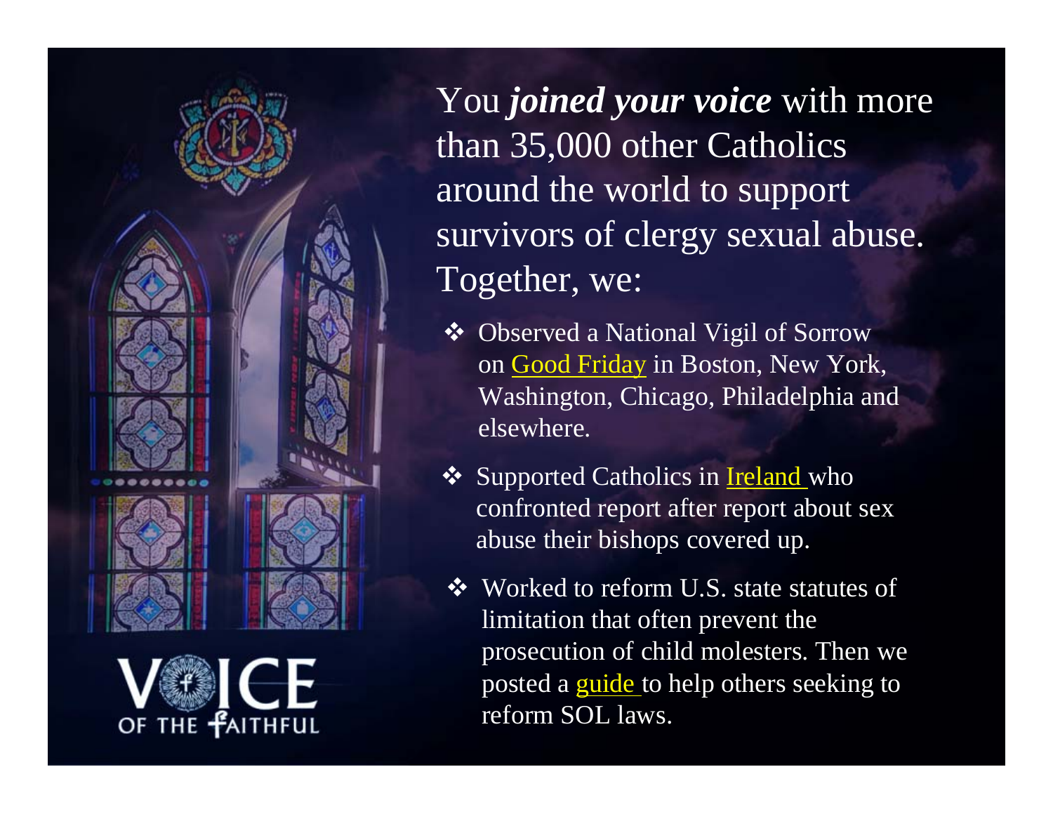You ***joined your voice*** with more than 35,000 other Catholics around the world to support survivors of clergy sexual abuse. Together, we:

- Observed a National Vigil of Sorrow on Good Friday in Boston, New York, Washington, Chicago, Philadelphia and elsewhere.
- Supported Catholics in Ireland who confronted report after report about sex abuse their bishops covered up.
- Worked to reform U.S. state statutes of limitation that often prevent the prosecution of child molesters. Then we posted a guide to help others seeking to reform SOL laws.

VOICE OF THE FAITHFUL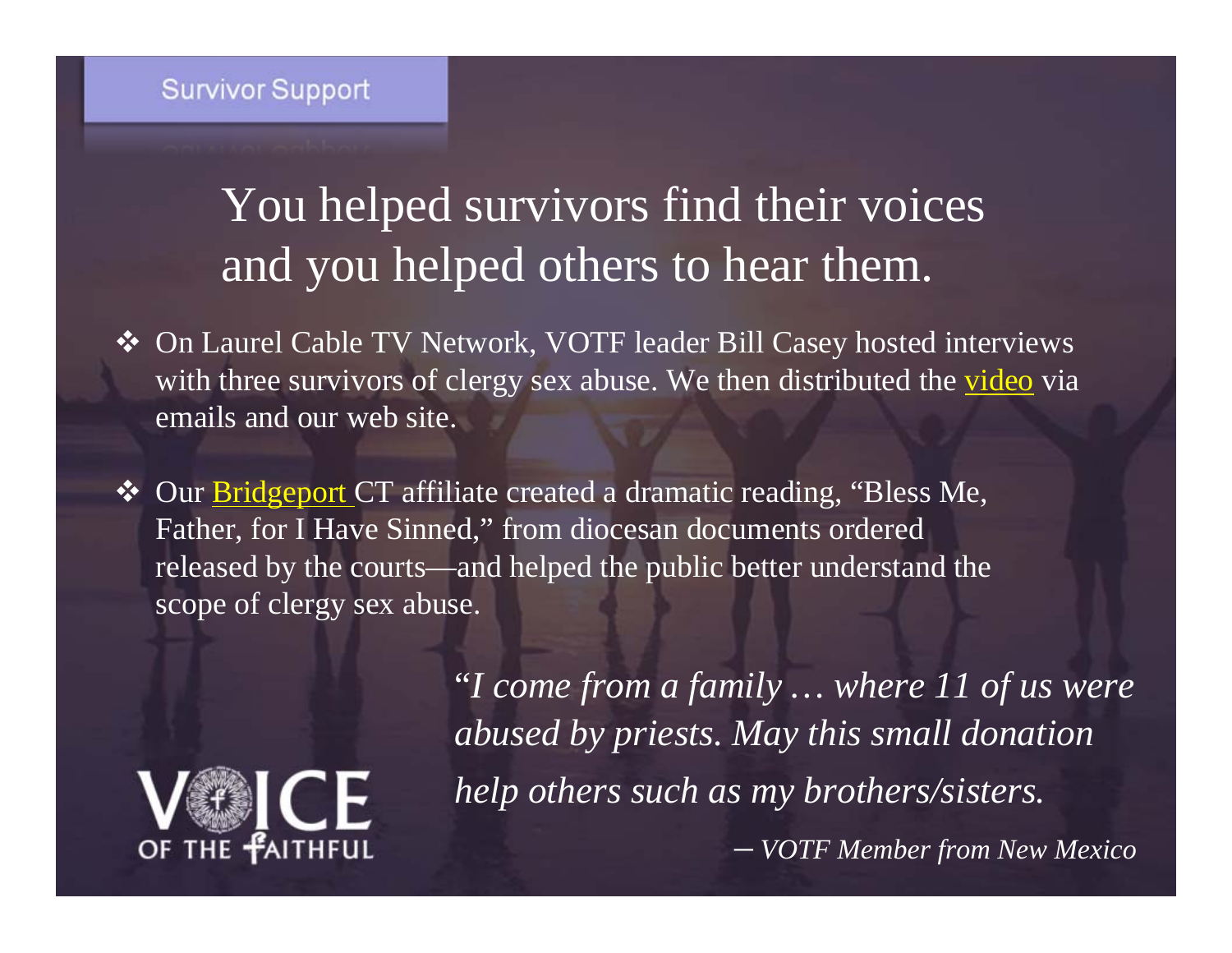Survivor Support

# You helped survivors find their voices and you helped others to hear them.

- On Laurel Cable TV Network, VOTF leader Bill Casey hosted interviews with three survivors of clergy sex abuse. We then distributed the video via emails and our web site.
- Our Bridgeport CT affiliate created a dramatic reading, "Bless Me, Father, for I Have Sinned," from diocesan documents ordered released by the courts—and helped the public better understand the scope of clergy sex abuse.

*"I come from a family … where 11 of us were abused by priests. May this small donation help others such as my brothers/sisters.*

*– VOTF Member from New Mexico*

VOICE OF THE FAITHFUL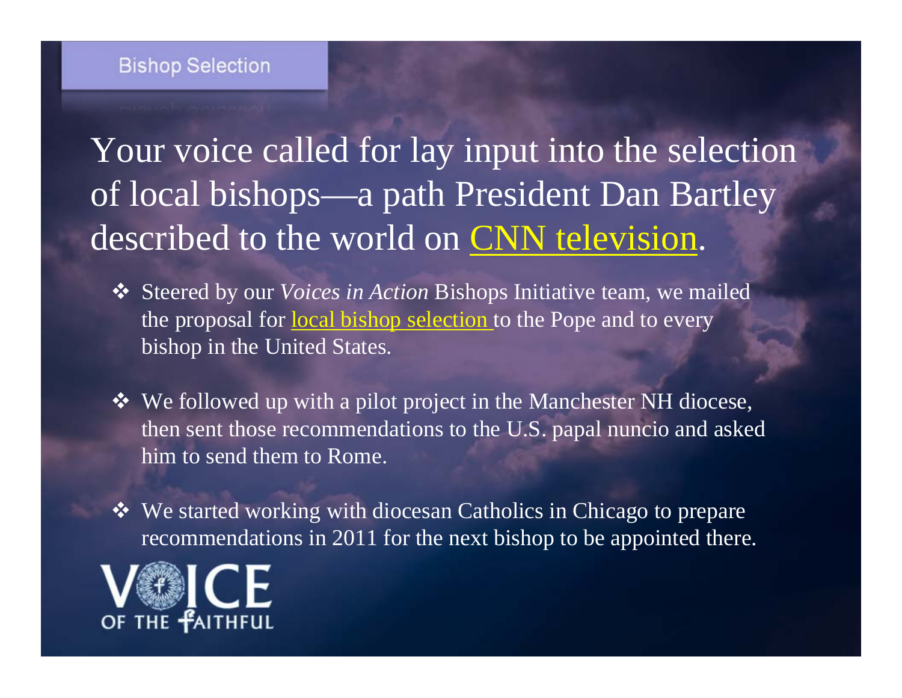## Bishop Selection

# Your voice called for lay input into the selection of local bishops—a path President Dan Bartley described to the world on CNN television.

- Steered by our *Voices in Action* Bishops Initiative team, we mailed the proposal for local bishop selection to the Pope and to every bishop in the United States.
- We followed up with a pilot project in the Manchester NH diocese, then sent those recommendations to the U.S. papal nuncio and asked him to send them to Rome.
- We started working with diocesan Catholics in Chicago to prepare recommendations in 2011 for the next bishop to be appointed there.

VOICE OF THE FAITHFUL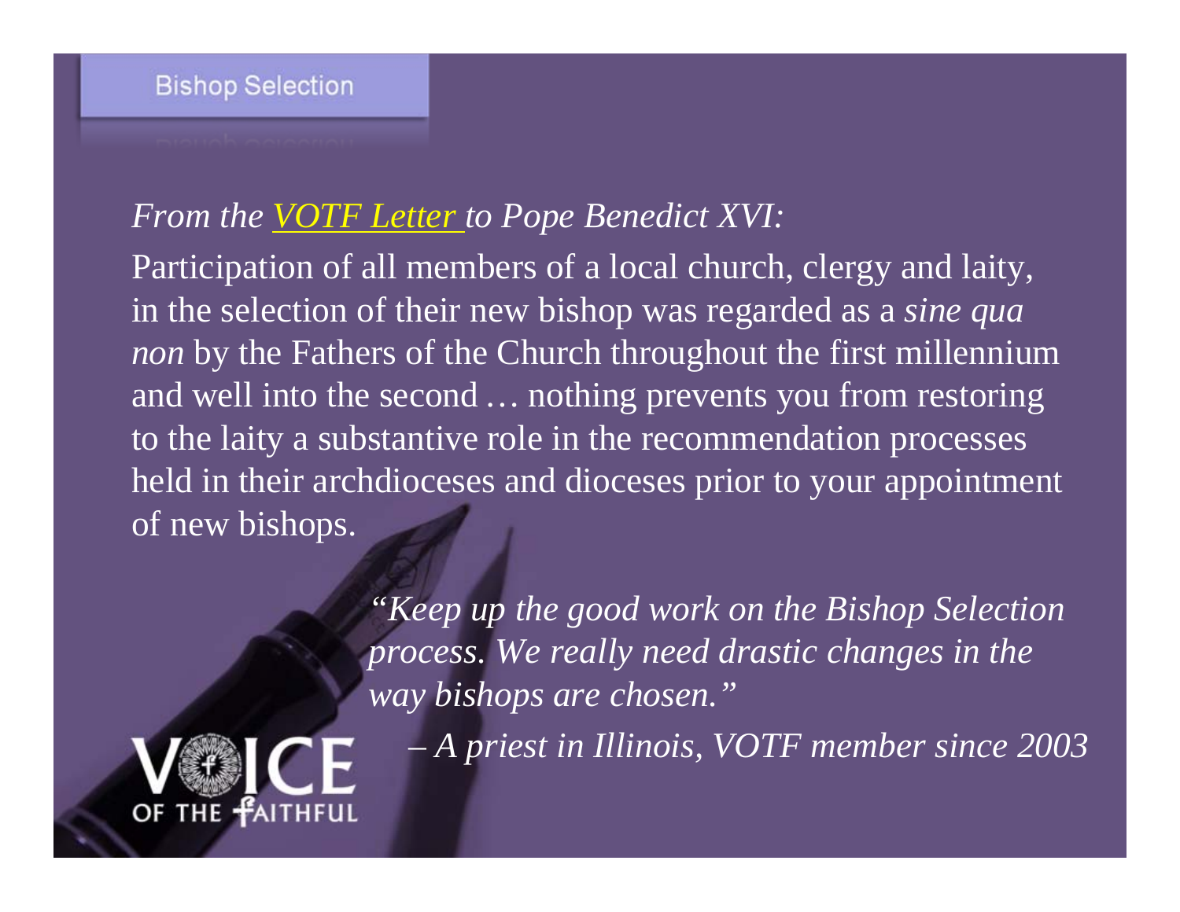## Bishop Selection

*From the VOTF Letter to Pope Benedict XVI:*

Participation of all members of a local church, clergy and laity, in the selection of their new bishop was regarded as a *sine qua non* by the Fathers of the Church throughout the first millennium and well into the second … nothing prevents you from restoring to the laity a substantive role in the recommendation processes held in their archdioceses and dioceses prior to your appointment of new bishops.

*"Keep up the good work on the Bishop Selection process. We really need drastic changes in the way bishops are chosen."*

*– A priest in Illinois, VOTF member since 2003*

VOICE OF THE FAITHFUL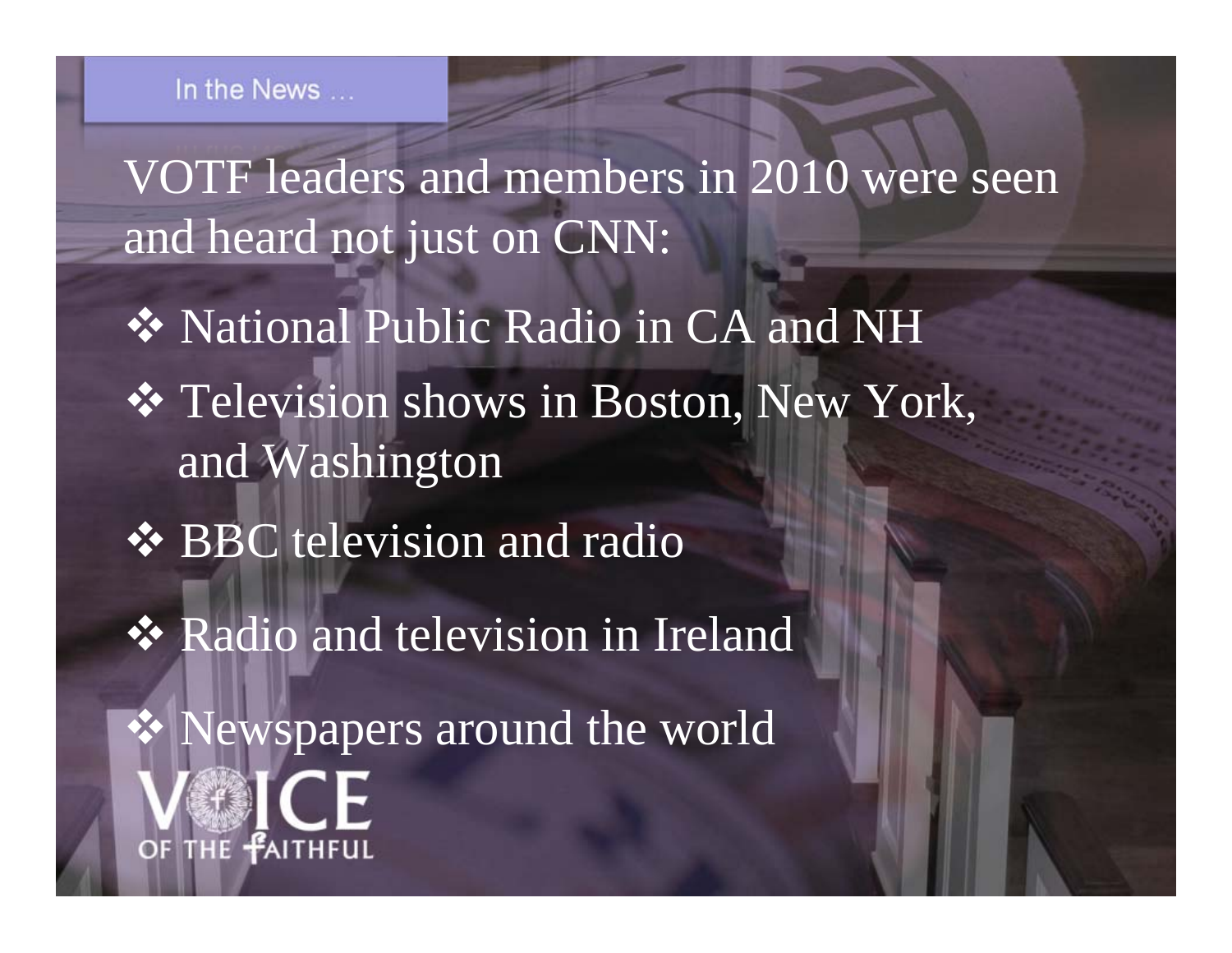In the News …

VOTF leaders and members in 2010 were seen and heard not just on CNN:

- National Public Radio in CA and NH
- Television shows in Boston, New York, and Washington
- BBC television and radio
- Radio and television in Ireland
- Newspapers around the world

VOICE OF THE FAITHFUL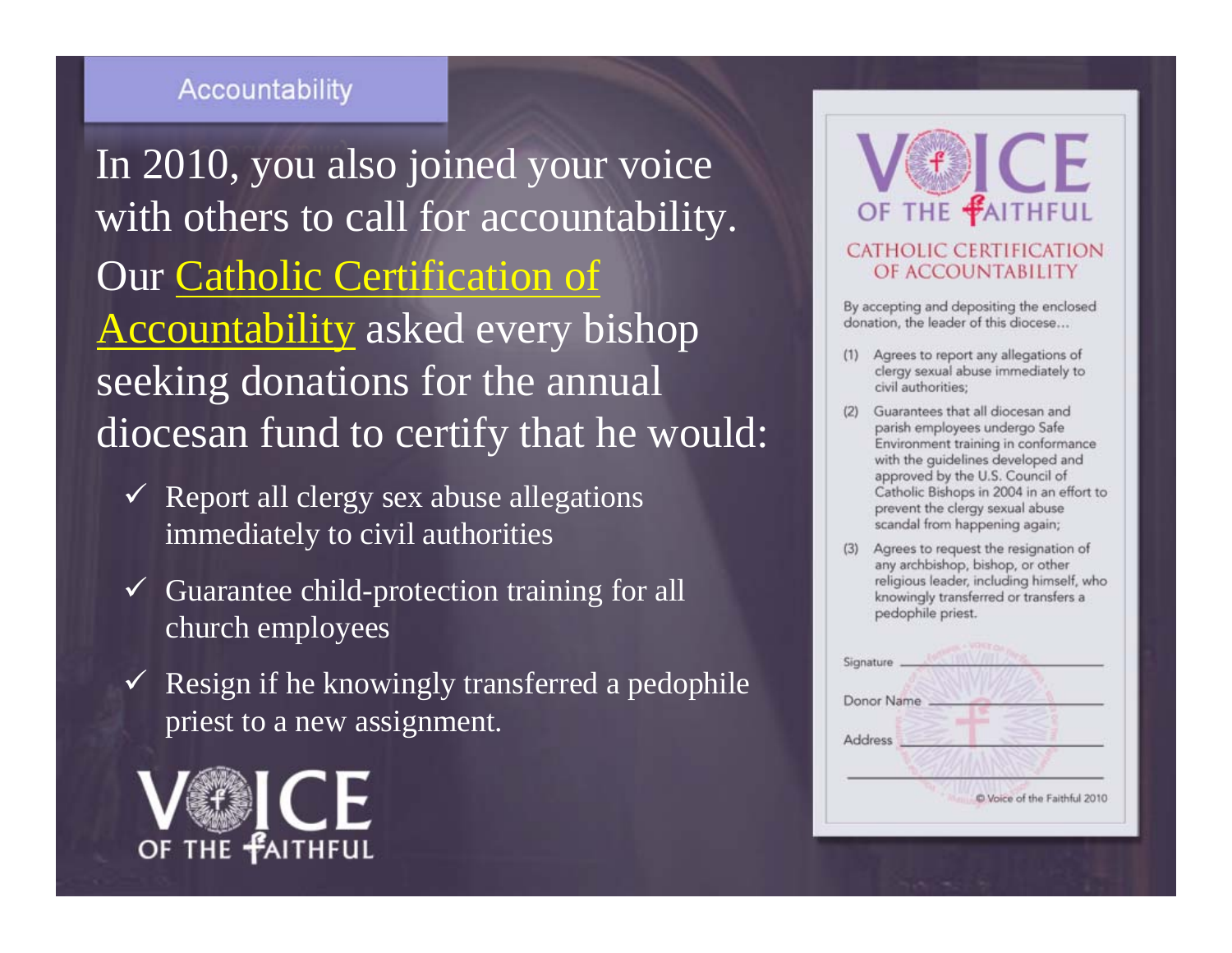## Accountability

In 2010, you also joined your voice with others to call for accountability. Our Catholic Certification of Accountability asked every bishop seeking donations for the annual diocesan fund to certify that he would:

- ✓ Report all clergy sex abuse allegations immediately to civil authorities
- ✓ Guarantee child-protection training for all church employees
- ✓ Resign if he knowingly transferred a pedophile priest to a new assignment.

VOICE OF THE FAITHFUL

VOICE OF THE FAITHFUL

CATHOLIC CERTIFICATION OF ACCOUNTABILITY

By accepting and depositing the enclosed donation, the leader of this diocese...

(1) Agrees to report any allegations of clergy sexual abuse immediately to civil authorities;

(2) Guarantees that all diocesan and parish employees undergo Safe Environment training in conformance with the guidelines developed and approved by the U.S. Council of Catholic Bishops in 2004 in an effort to prevent the clergy sexual abuse scandal from happening again;

(3) Agrees to request the resignation of any archbishop, bishop, or other religious leader, including himself, who knowingly transferred or transfers a pedophile priest.

Signature \_\_\_\_\_\_\_\_\_\_\_\_\_\_\_\_

Donor Name \_\_\_\_\_\_\_\_\_\_\_\_\_\_\_\_

Address \_\_\_\_\_\_\_\_\_\_\_\_\_\_\_\_

© Voice of the Faithful 2010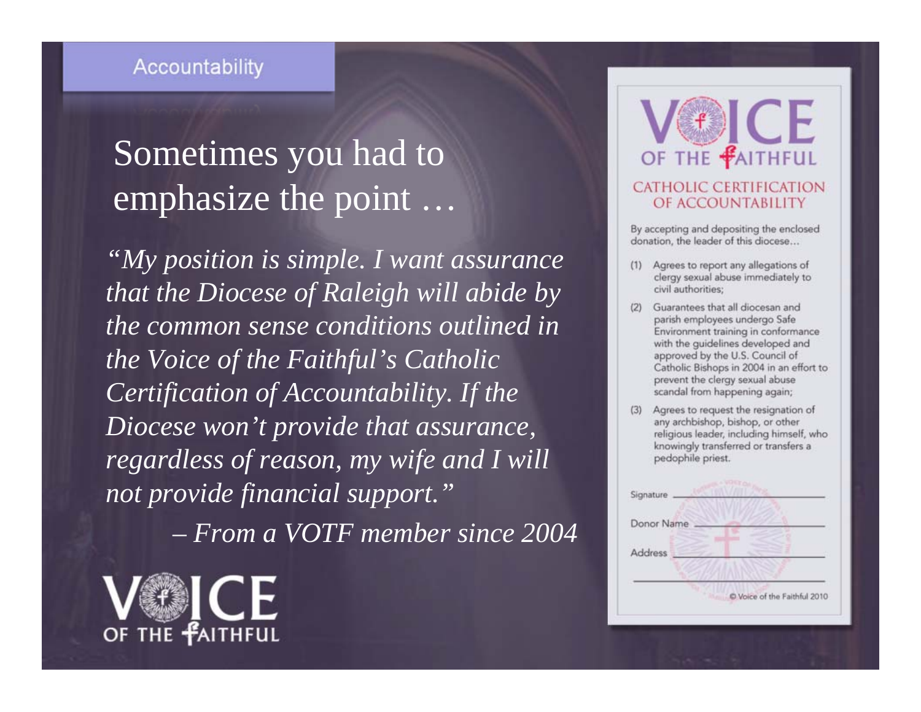Accountability

# Sometimes you had to emphasize the point …

*"My position is simple. I want assurance that the Diocese of Raleigh will abide by the common sense conditions outlined in the Voice of the Faithful's Catholic Certification of Accountability. If the Diocese won't provide that assurance, regardless of reason, my wife and I will not provide financial support."*

*– From a VOTF member since 2004*

VOICE OF THE FAITHFUL

VOICE OF THE FAITHFUL

## CATHOLIC CERTIFICATION OF ACCOUNTABILITY

By accepting and depositing the enclosed donation, the leader of this diocese…

(1) Agrees to report any allegations of clergy sexual abuse immediately to civil authorities;

(2) Guarantees that all diocesan and parish employees undergo Safe Environment training in conformance with the guidelines developed and approved by the U.S. Council of Catholic Bishops in 2004 in an effort to prevent the clergy sexual abuse scandal from happening again;

(3) Agrees to request the resignation of any archbishop, bishop, or other religious leader, including himself, who knowingly transferred or transfers a pedophile priest.

Signature ____________________

Donor Name ____________________

Address ____________________

____________________

© Voice of the Faithful 2010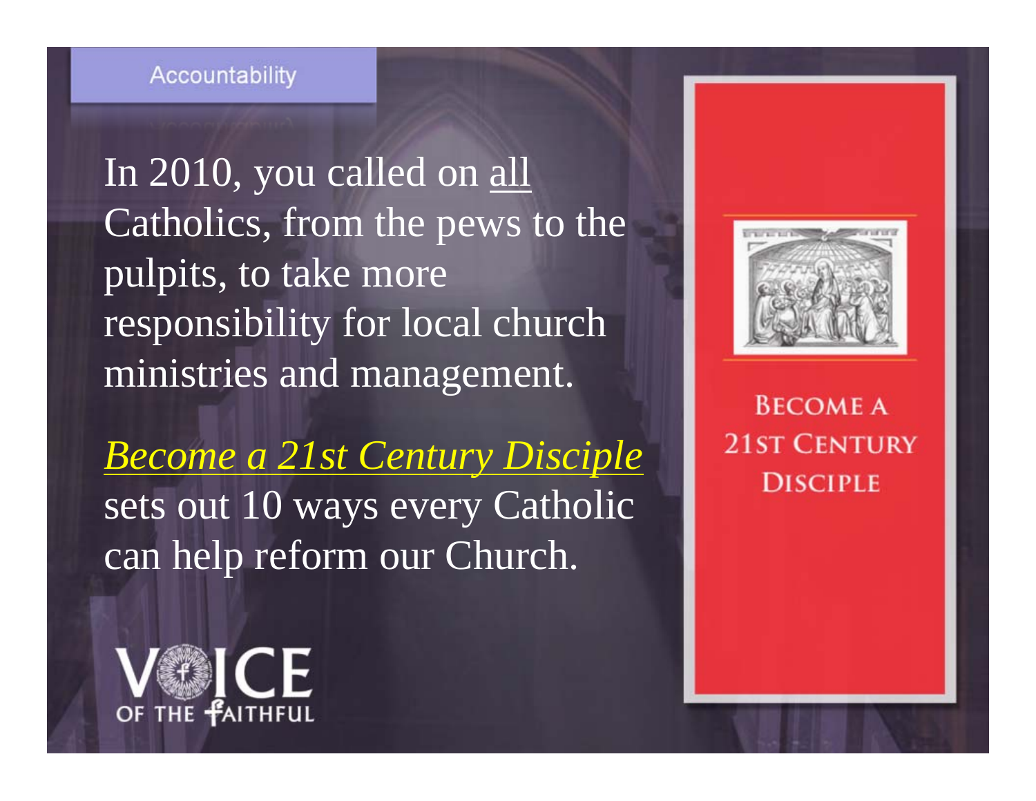Accountability

In 2010, you called on all Catholics, from the pews to the pulpits, to take more responsibility for local church ministries and management.

*Become a 21st Century Disciple* sets out 10 ways every Catholic can help reform our Church.

BECOME A 21ST CENTURY DISCIPLE

VOICE OF THE FAITHFUL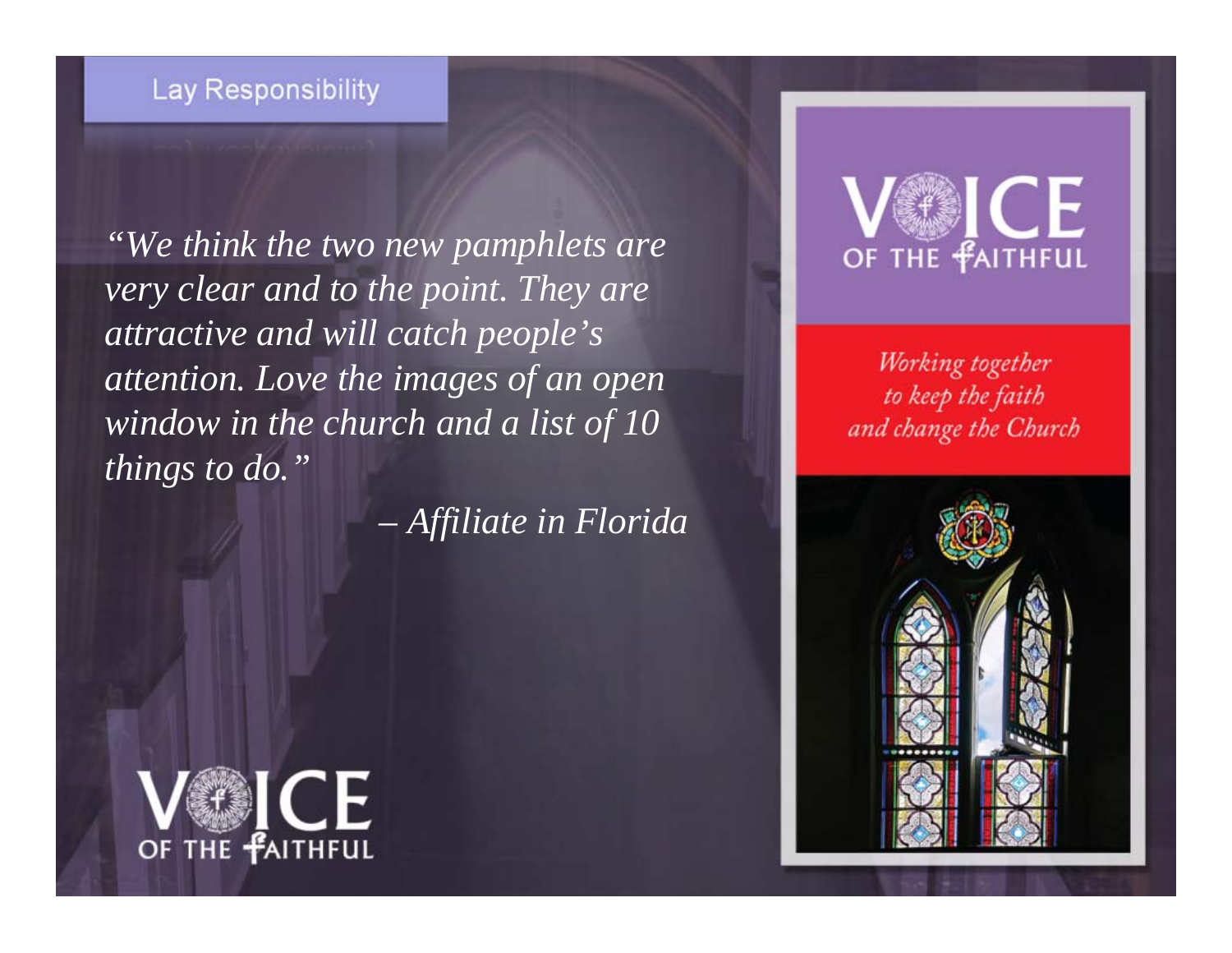## Lay Responsibility

*"We think the two new pamphlets are very clear and to the point. They are attractive and will catch people's attention. Love the images of an open window in the church and a list of 10 things to do."*

*– Affiliate in Florida*

VOICE OF THE FAITHFUL

*Working together to keep the faith and change the Church*

VOICE OF THE FAITHFUL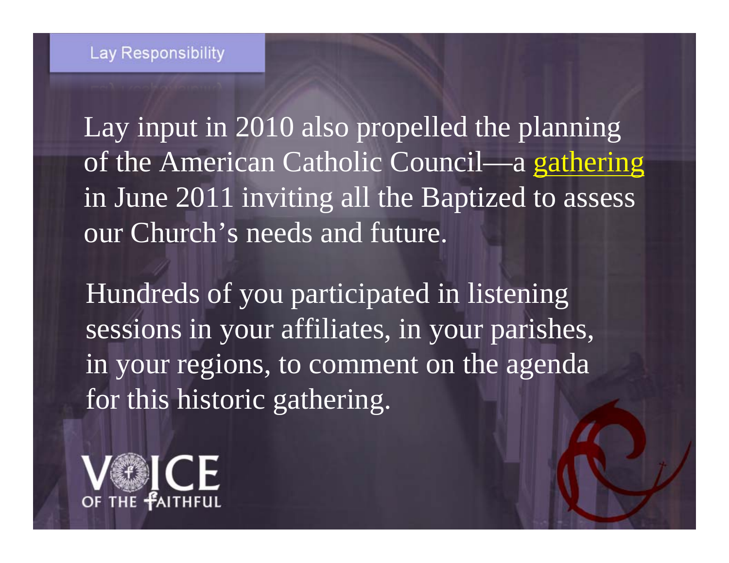Lay Responsibility

Lay input in 2010 also propelled the planning of the American Catholic Council—a gathering in June 2011 inviting all the Baptized to assess our Church's needs and future.

Hundreds of you participated in listening sessions in your affiliates, in your parishes, in your regions, to comment on the agenda for this historic gathering.

VOICE OF THE FAITHFUL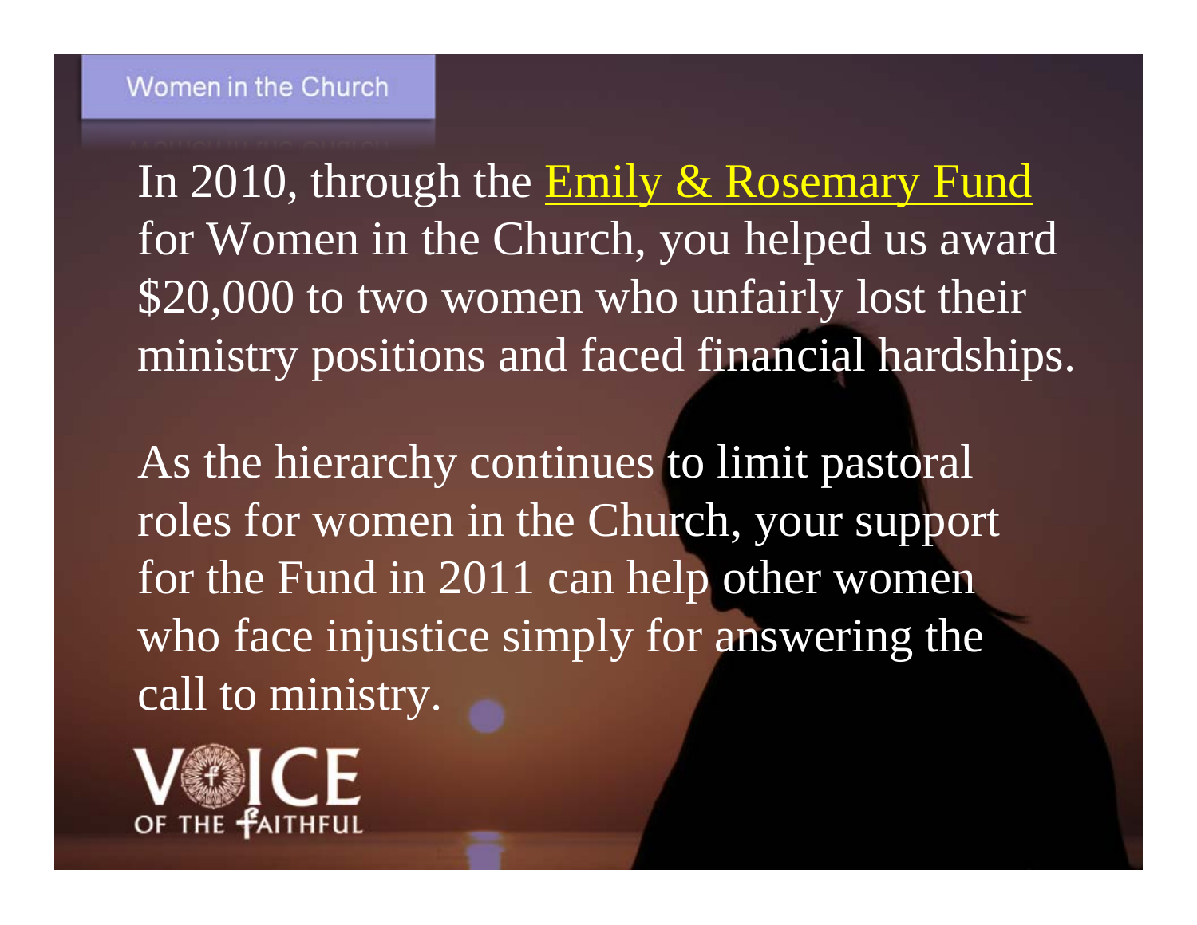Women in the Church

In 2010, through the Emily & Rosemary Fund for Women in the Church, you helped us award $20,000 to two women who unfairly lost their ministry positions and faced financial hardships.

As the hierarchy continues to limit pastoral roles for women in the Church, your support for the Fund in 2011 can help other women who face injustice simply for answering the call to ministry.

VOICE OF THE FAITHFUL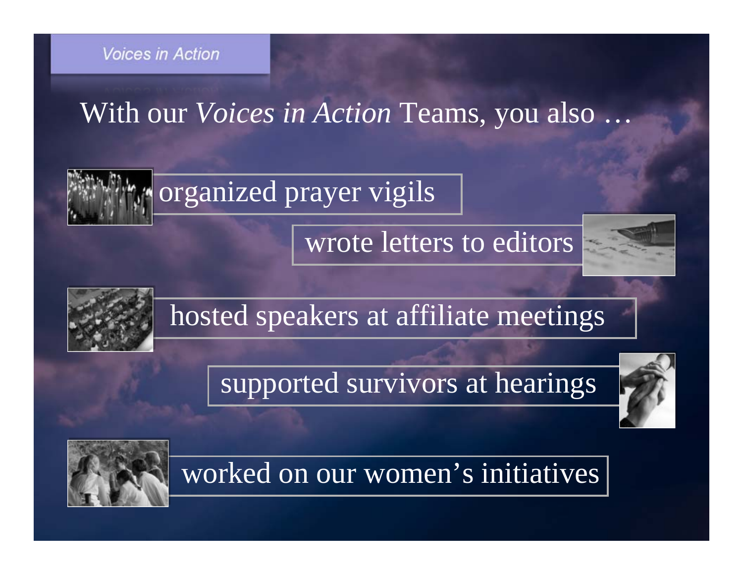Voices in Action

With our *Voices in Action* Teams, you also …

- organized prayer vigils
- wrote letters to editors
- hosted speakers at affiliate meetings
- supported survivors at hearings
- worked on our women's initiatives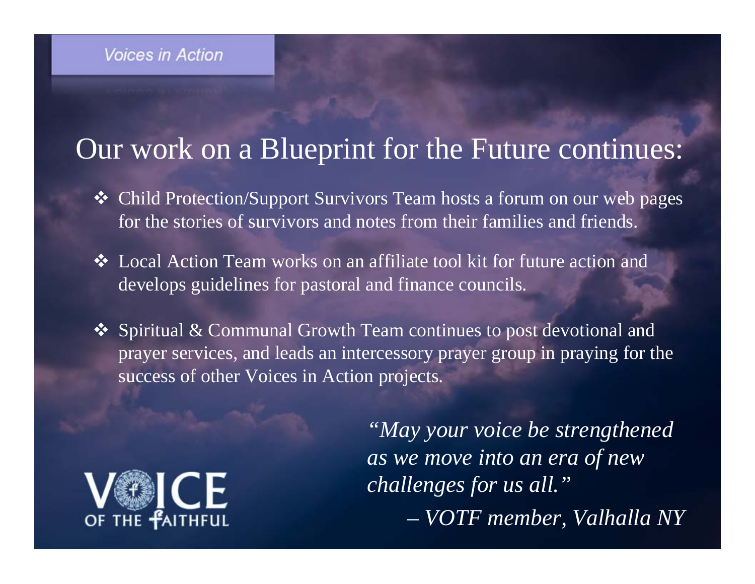Voices in Action

# Our work on a Blueprint for the Future continues:

- Child Protection/Support Survivors Team hosts a forum on our web pages for the stories of survivors and notes from their families and friends.
- Local Action Team works on an affiliate tool kit for future action and develops guidelines for pastoral and finance councils.
- Spiritual & Communal Growth Team continues to post devotional and prayer services, and leads an intercessory prayer group in praying for the success of other Voices in Action projects.

*"May your voice be strengthened as we move into an era of new challenges for us all."*
*– VOTF member, Valhalla NY*

VOICE OF THE FAITHFUL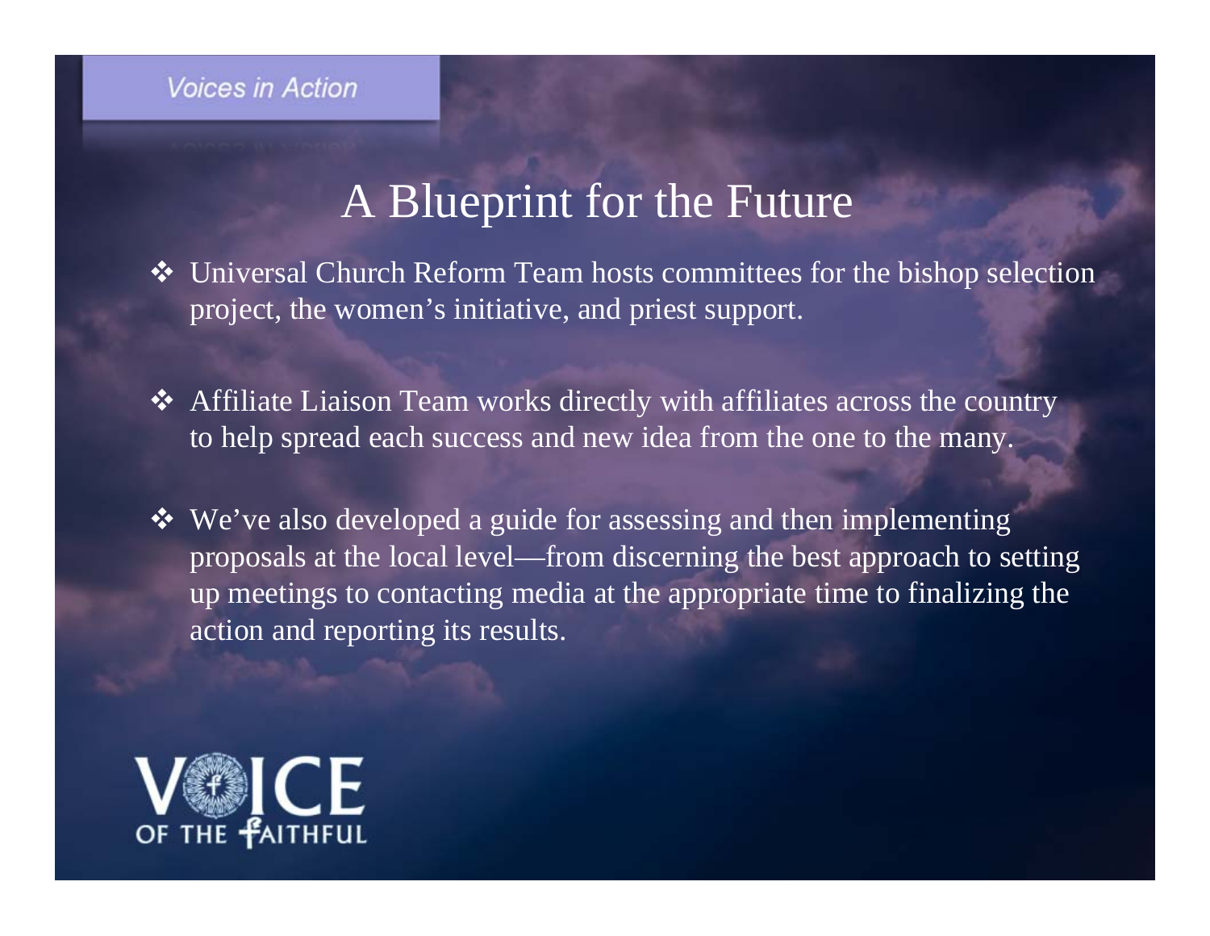Voices in Action

# A Blueprint for the Future

- Universal Church Reform Team hosts committees for the bishop selection project, the women's initiative, and priest support.
- Affiliate Liaison Team works directly with affiliates across the country to help spread each success and new idea from the one to the many.
- We've also developed a guide for assessing and then implementing proposals at the local level—from discerning the best approach to setting up meetings to contacting media at the appropriate time to finalizing the action and reporting its results.

VOICE OF THE FAITHFUL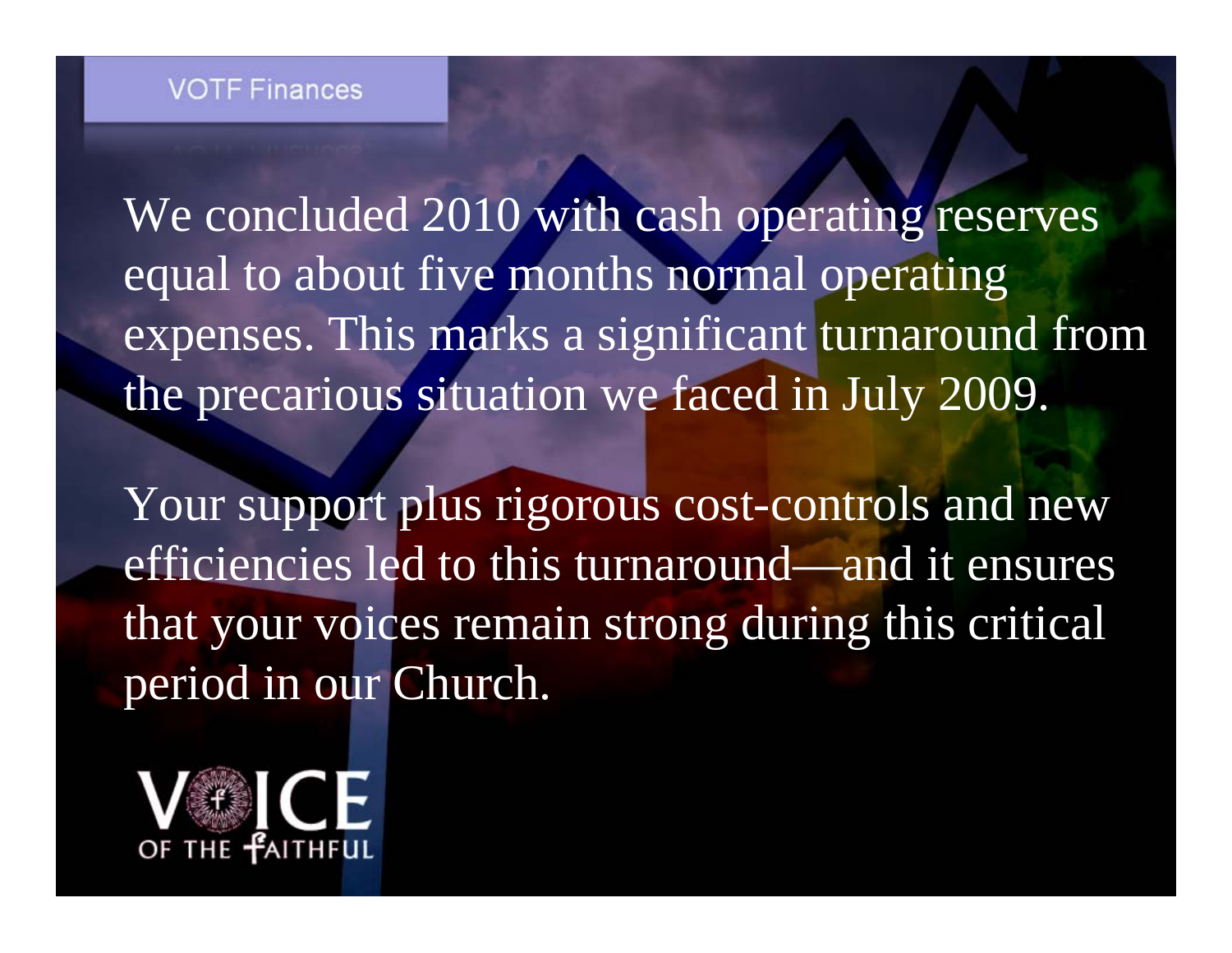## VOTF Finances

We concluded 2010 with cash operating reserves equal to about five months normal operating expenses. This marks a significant turnaround from the precarious situation we faced in July 2009.

Your support plus rigorous cost-controls and new efficiencies led to this turnaround—and it ensures that your voices remain strong during this critical period in our Church.

VOICE OF THE FAITHFUL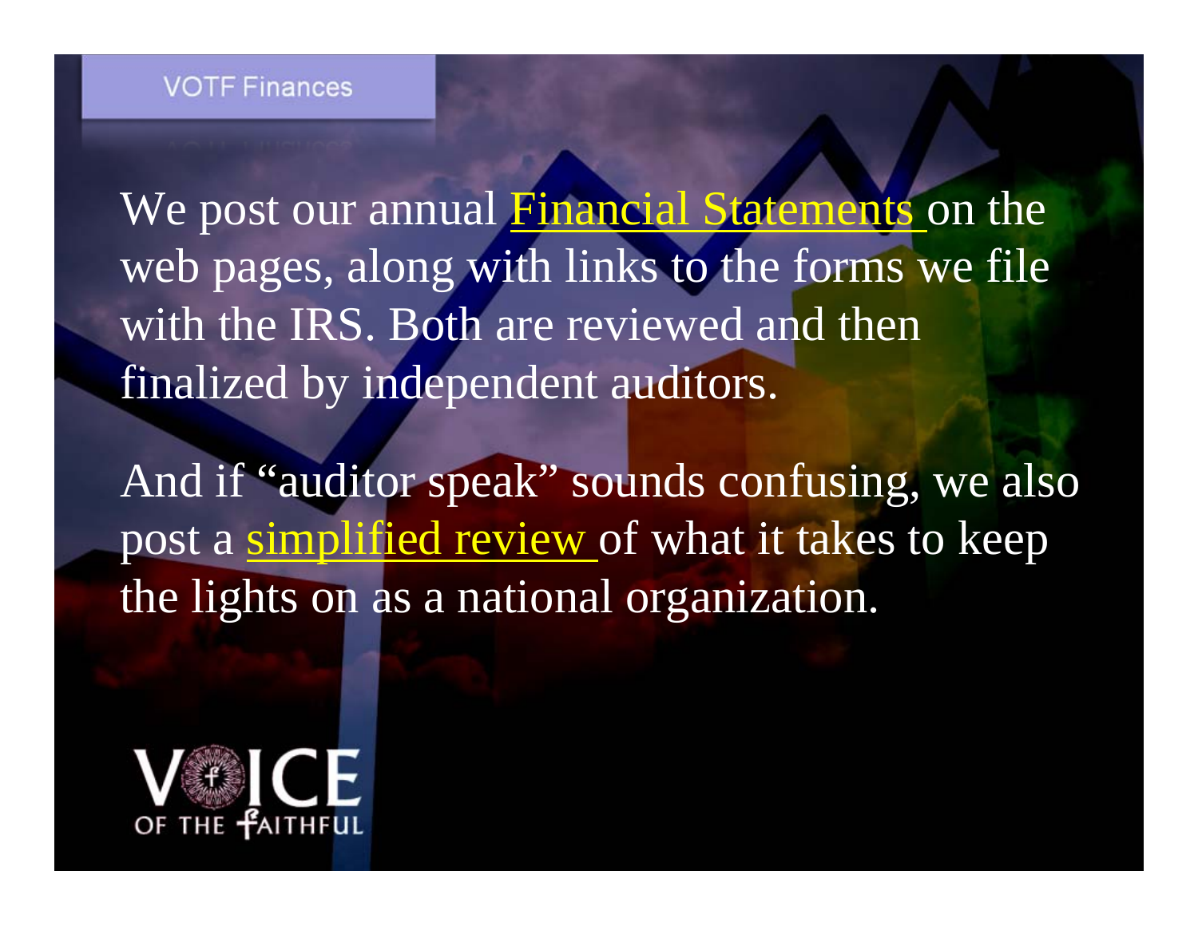## VOTF Finances

We post our annual Financial Statements on the web pages, along with links to the forms we file with the IRS. Both are reviewed and then finalized by independent auditors.

And if "auditor speak" sounds confusing, we also post a simplified review of what it takes to keep the lights on as a national organization.

VOICE OF THE FAITHFUL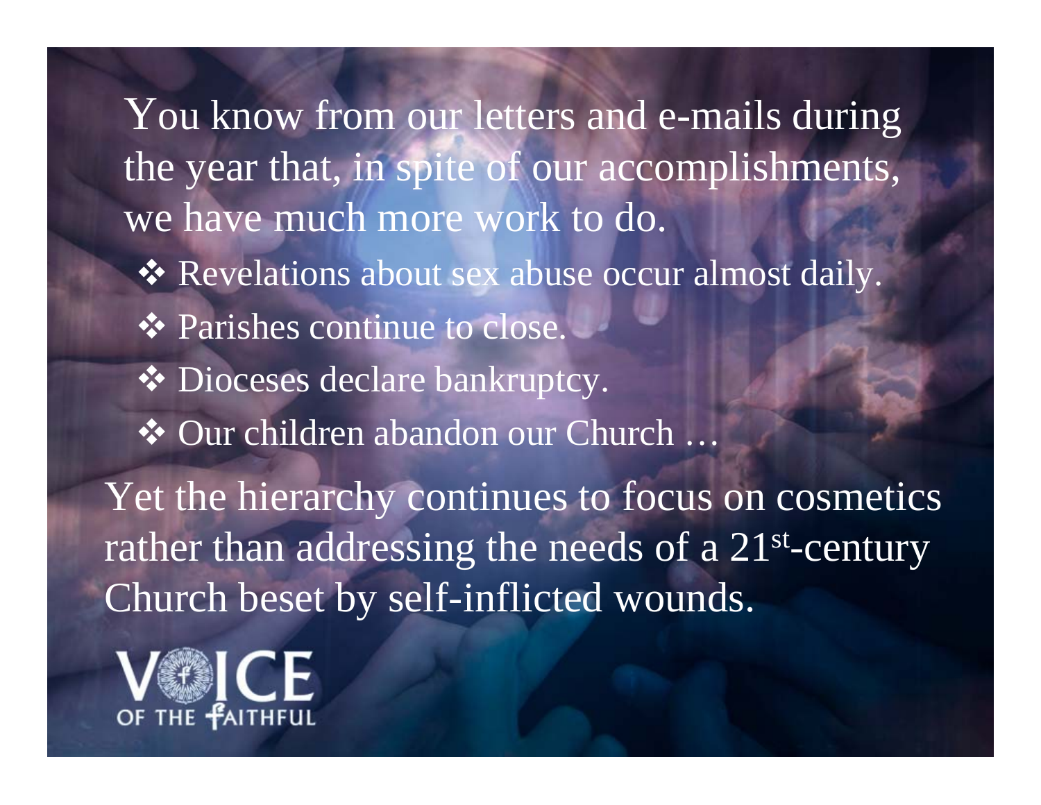You know from our letters and e-mails during the year that, in spite of our accomplishments, we have much more work to do.

- ❖ Revelations about sex abuse occur almost daily.
- ❖ Parishes continue to close.
- ❖ Dioceses declare bankruptcy.
- ❖ Our children abandon our Church …

Yet the hierarchy continues to focus on cosmetics rather than addressing the needs of a 21st-century Church beset by self-inflicted wounds.

VOICE OF THE FAITHFUL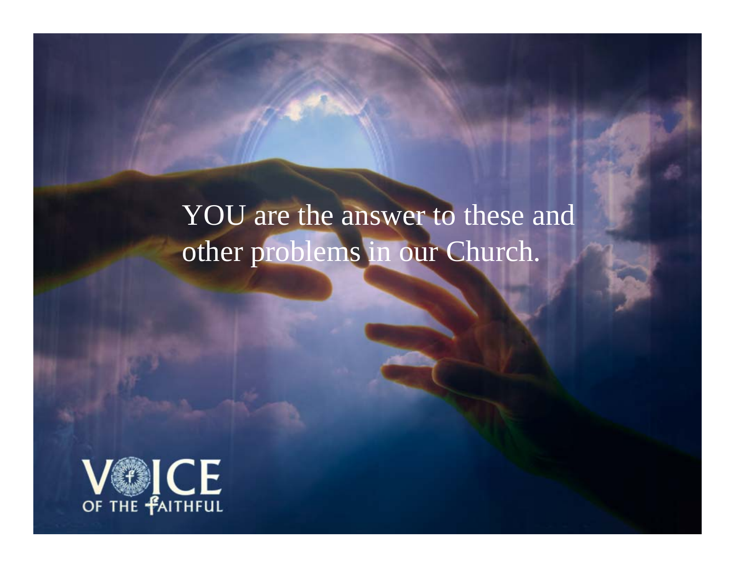YOU are the answer to these and other problems in our Church.

VOICE OF THE FAITHFUL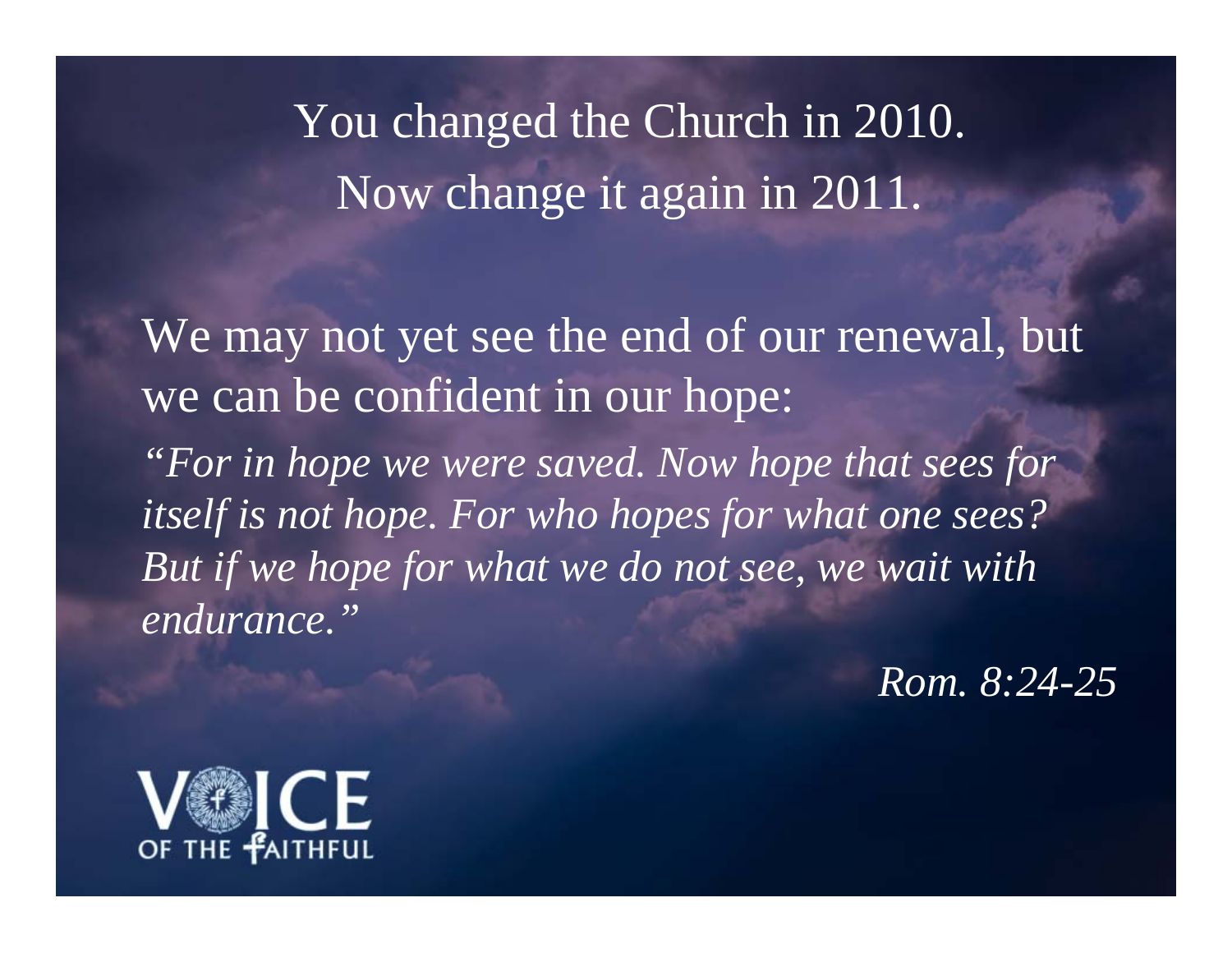You changed the Church in 2010.
Now change it again in 2011.

We may not yet see the end of our renewal, but we can be confident in our hope:

*"For in hope we were saved. Now hope that sees for itself is not hope. For who hopes for what one sees? But if we hope for what we do not see, we wait with endurance."*

*Rom. 8:24-25*

VOICE OF THE FAITHFUL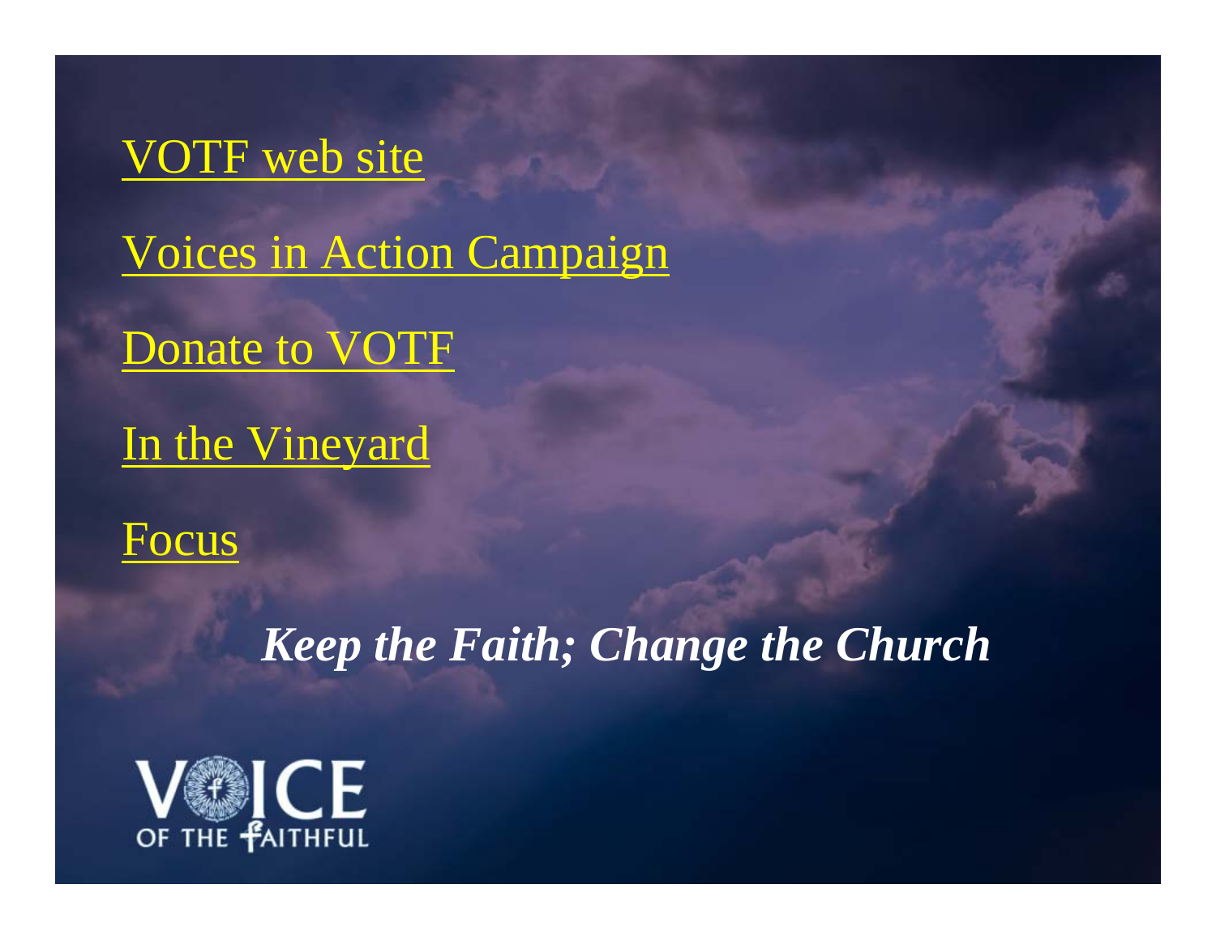VOTF web site

Voices in Action Campaign

Donate to VOTF

In the Vineyard

Focus

***Keep the Faith; Change the Church***

VOICE OF THE FAITHFUL